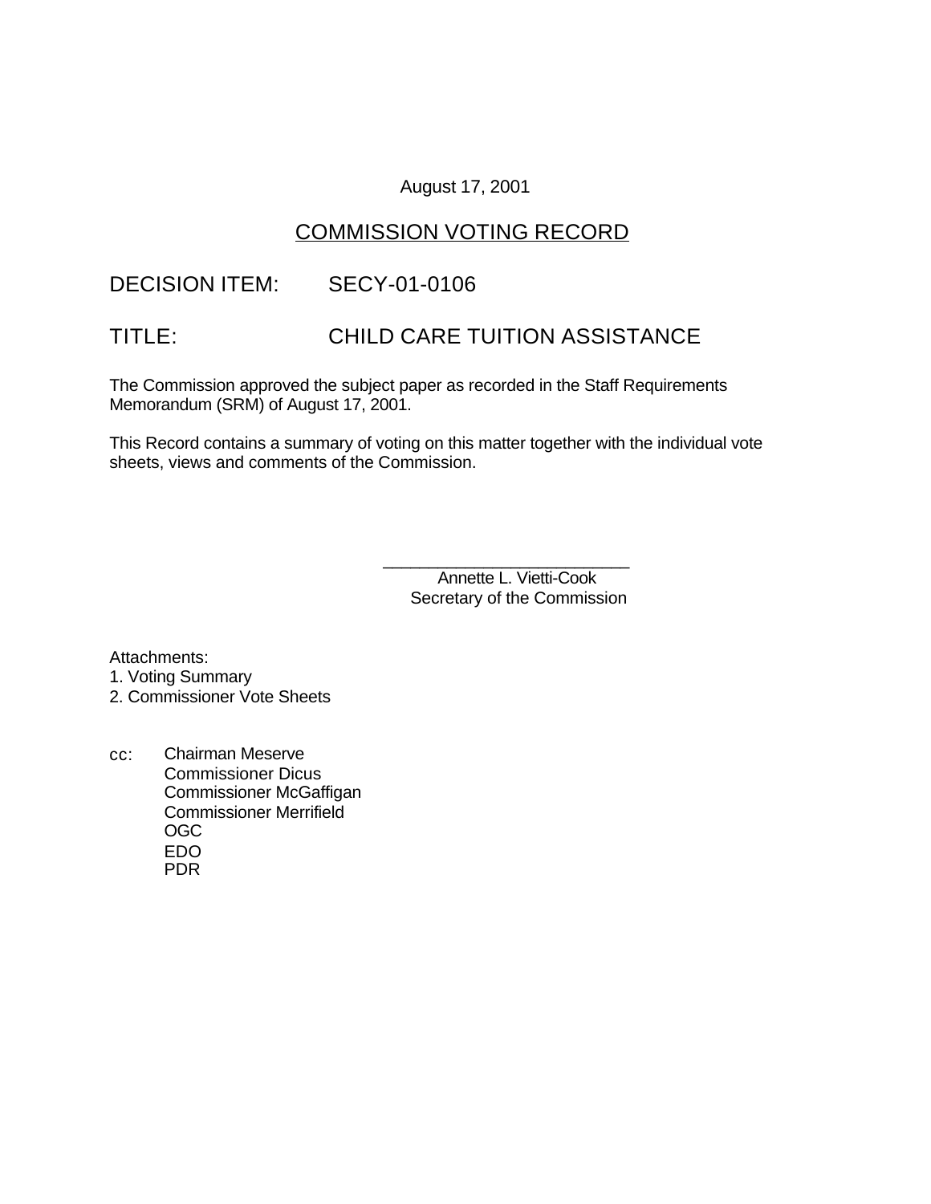August 17, 2001

# COMMISSION VOTING RECORD

DECISION ITEM: SECY-01-0106

TITLE: CHILD CARE TUITION ASSISTANCE

The Commission approved the subject paper as recorded in the Staff Requirements Memorandum (SRM) of August 17, 2001.

This Record contains a summary of voting on this matter together with the individual vote sheets, views and comments of the Commission.

\_\_\_\_\_\_\_\_\_\_\_\_\_\_\_\_\_\_\_\_\_\_\_\_\_\_
Annette L. Vietti-Cook
Secretary of the Commission

Attachments:
1. Voting Summary
2. Commissioner Vote Sheets

cc: Chairman Meserve
Commissioner Dicus
Commissioner McGaffigan
Commissioner Merrifield
OGC
EDO
PDR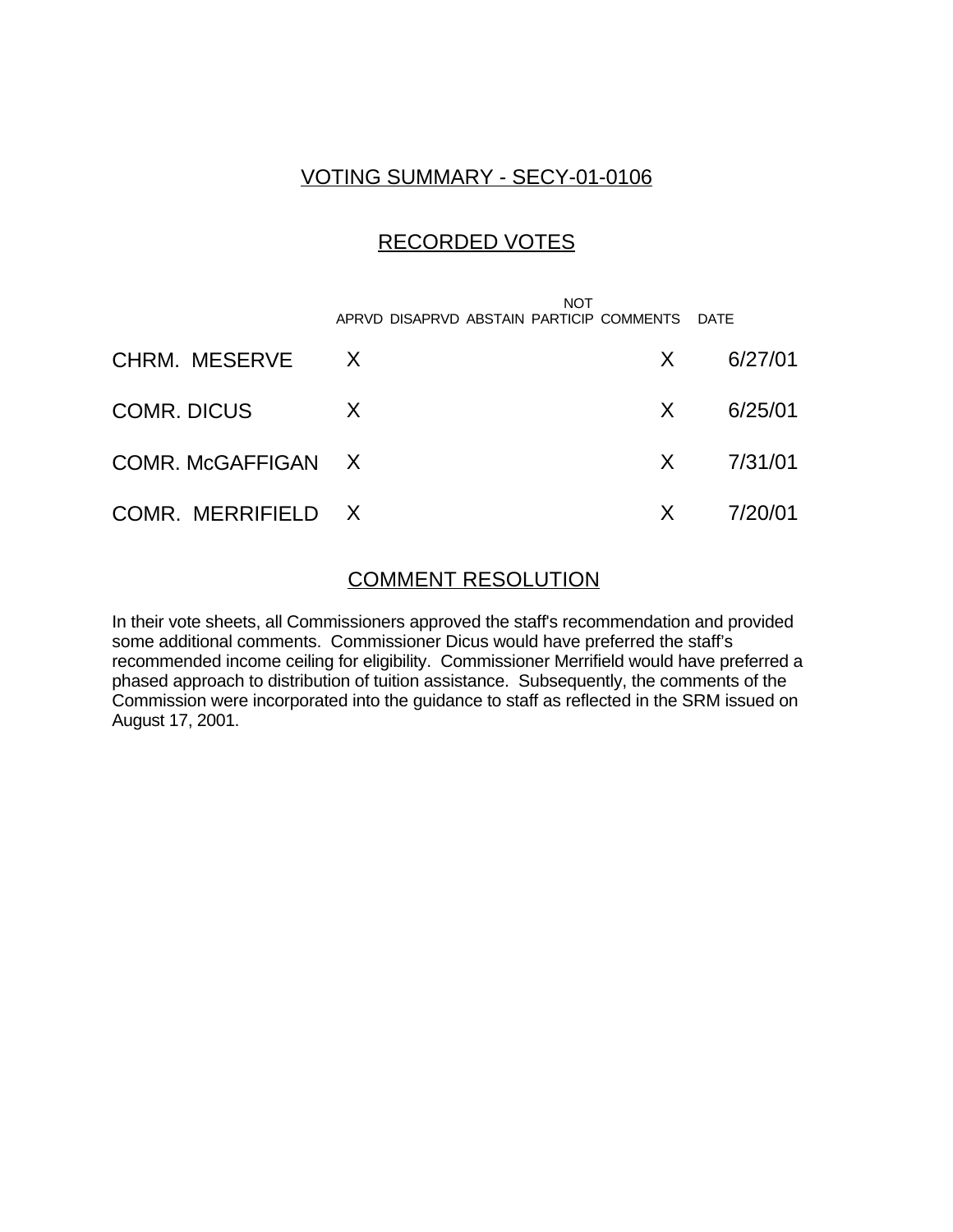## VOTING SUMMARY - SECY-01-0106

## RECORDED VOTES

| | APRVD | DISAPRVD | ABSTAIN | NOT PARTICIP | COMMENTS | DATE |
|---|---|---|---|---|---|---|
| CHRM. MESERVE | X | | | | X | 6/27/01 |
| COMR. DICUS | X | | | | X | 6/25/01 |
| COMR. McGAFFIGAN | X | | | | X | 7/31/01 |
| COMR. MERRIFIELD | X | | | | X | 7/20/01 |

## COMMENT RESOLUTION

In their vote sheets, all Commissioners approved the staff's recommendation and provided some additional comments. Commissioner Dicus would have preferred the staff's recommended income ceiling for eligibility. Commissioner Merrifield would have preferred a phased approach to distribution of tuition assistance. Subsequently, the comments of the Commission were incorporated into the guidance to staff as reflected in the SRM issued on August 17, 2001.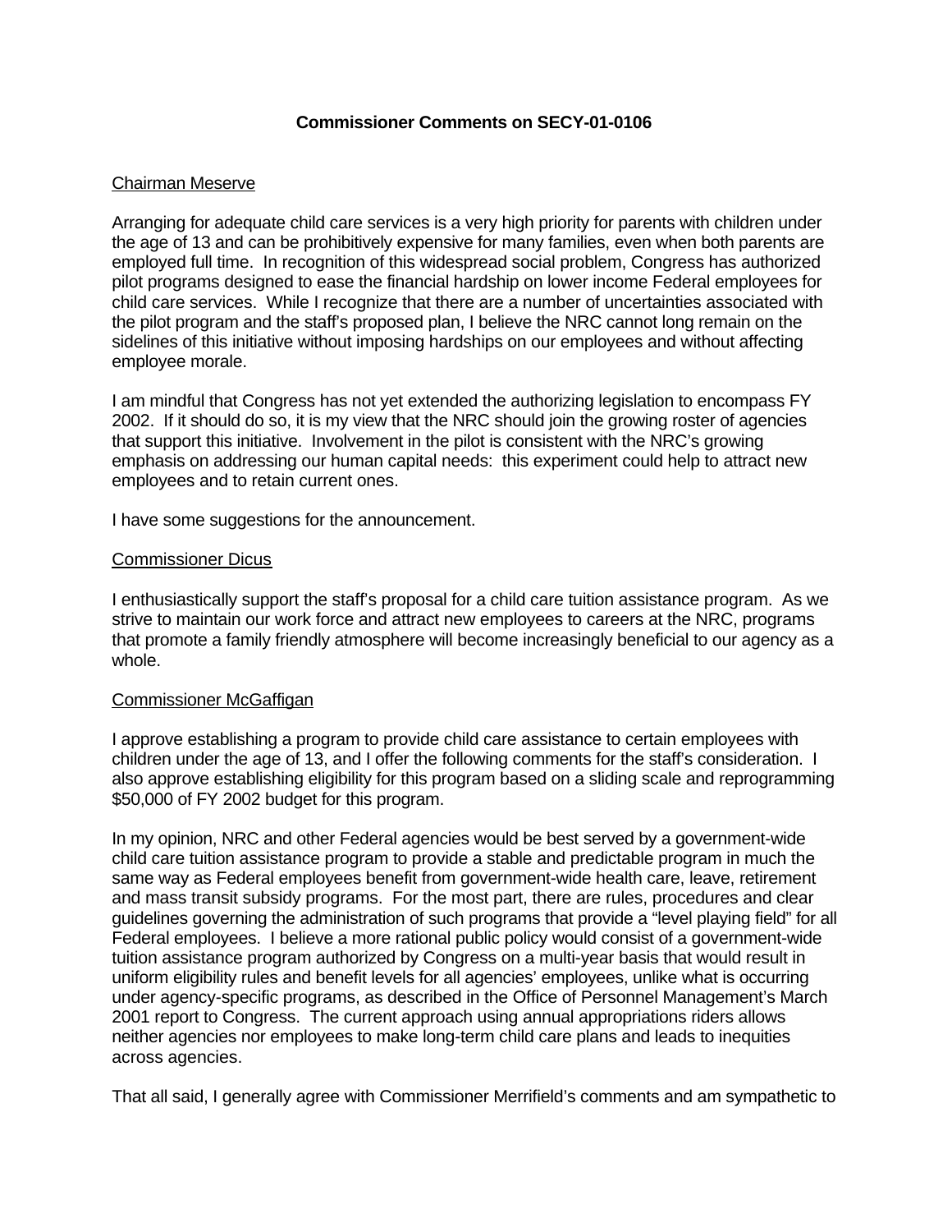**Commissioner Comments on SECY-01-0106**

Chairman Meserve

Arranging for adequate child care services is a very high priority for parents with children under the age of 13 and can be prohibitively expensive for many families, even when both parents are employed full time. In recognition of this widespread social problem, Congress has authorized pilot programs designed to ease the financial hardship on lower income Federal employees for child care services. While I recognize that there are a number of uncertainties associated with the pilot program and the staff's proposed plan, I believe the NRC cannot long remain on the sidelines of this initiative without imposing hardships on our employees and without affecting employee morale.

I am mindful that Congress has not yet extended the authorizing legislation to encompass FY 2002. If it should do so, it is my view that the NRC should join the growing roster of agencies that support this initiative. Involvement in the pilot is consistent with the NRC's growing emphasis on addressing our human capital needs: this experiment could help to attract new employees and to retain current ones.

I have some suggestions for the announcement.

Commissioner Dicus

I enthusiastically support the staff's proposal for a child care tuition assistance program. As we strive to maintain our work force and attract new employees to careers at the NRC, programs that promote a family friendly atmosphere will become increasingly beneficial to our agency as a whole.

Commissioner McGaffigan

I approve establishing a program to provide child care assistance to certain employees with children under the age of 13, and I offer the following comments for the staff's consideration. I also approve establishing eligibility for this program based on a sliding scale and reprogramming $50,000 of FY 2002 budget for this program.

In my opinion, NRC and other Federal agencies would be best served by a government-wide child care tuition assistance program to provide a stable and predictable program in much the same way as Federal employees benefit from government-wide health care, leave, retirement and mass transit subsidy programs. For the most part, there are rules, procedures and clear guidelines governing the administration of such programs that provide a "level playing field" for all Federal employees. I believe a more rational public policy would consist of a government-wide tuition assistance program authorized by Congress on a multi-year basis that would result in uniform eligibility rules and benefit levels for all agencies' employees, unlike what is occurring under agency-specific programs, as described in the Office of Personnel Management's March 2001 report to Congress. The current approach using annual appropriations riders allows neither agencies nor employees to make long-term child care plans and leads to inequities across agencies.

That all said, I generally agree with Commissioner Merrifield's comments and am sympathetic to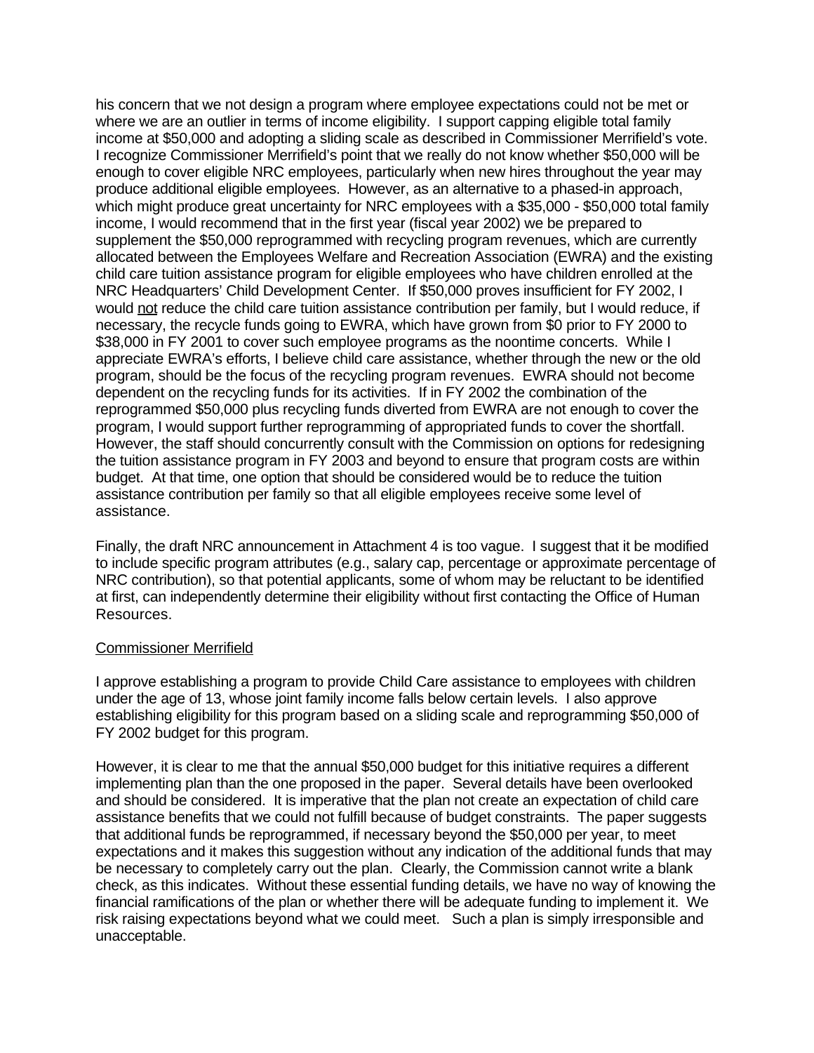his concern that we not design a program where employee expectations could not be met or where we are an outlier in terms of income eligibility. I support capping eligible total family income at $50,000 and adopting a sliding scale as described in Commissioner Merrifield's vote. I recognize Commissioner Merrifield's point that we really do not know whether $50,000 will be enough to cover eligible NRC employees, particularly when new hires throughout the year may produce additional eligible employees. However, as an alternative to a phased-in approach, which might produce great uncertainty for NRC employees with a $35,000 - $50,000 total family income, I would recommend that in the first year (fiscal year 2002) we be prepared to supplement the $50,000 reprogrammed with recycling program revenues, which are currently allocated between the Employees Welfare and Recreation Association (EWRA) and the existing child care tuition assistance program for eligible employees who have children enrolled at the NRC Headquarters' Child Development Center. If $50,000 proves insufficient for FY 2002, I would not reduce the child care tuition assistance contribution per family, but I would reduce, if necessary, the recycle funds going to EWRA, which have grown from $0 prior to FY 2000 to $38,000 in FY 2001 to cover such employee programs as the noontime concerts. While I appreciate EWRA's efforts, I believe child care assistance, whether through the new or the old program, should be the focus of the recycling program revenues. EWRA should not become dependent on the recycling funds for its activities. If in FY 2002 the combination of the reprogrammed $50,000 plus recycling funds diverted from EWRA are not enough to cover the program, I would support further reprogramming of appropriated funds to cover the shortfall. However, the staff should concurrently consult with the Commission on options for redesigning the tuition assistance program in FY 2003 and beyond to ensure that program costs are within budget. At that time, one option that should be considered would be to reduce the tuition assistance contribution per family so that all eligible employees receive some level of assistance.

Finally, the draft NRC announcement in Attachment 4 is too vague. I suggest that it be modified to include specific program attributes (e.g., salary cap, percentage or approximate percentage of NRC contribution), so that potential applicants, some of whom may be reluctant to be identified at first, can independently determine their eligibility without first contacting the Office of Human Resources.

Commissioner Merrifield

I approve establishing a program to provide Child Care assistance to employees with children under the age of 13, whose joint family income falls below certain levels. I also approve establishing eligibility for this program based on a sliding scale and reprogramming $50,000 of FY 2002 budget for this program.

However, it is clear to me that the annual $50,000 budget for this initiative requires a different implementing plan than the one proposed in the paper. Several details have been overlooked and should be considered. It is imperative that the plan not create an expectation of child care assistance benefits that we could not fulfill because of budget constraints. The paper suggests that additional funds be reprogrammed, if necessary beyond the $50,000 per year, to meet expectations and it makes this suggestion without any indication of the additional funds that may be necessary to completely carry out the plan. Clearly, the Commission cannot write a blank check, as this indicates. Without these essential funding details, we have no way of knowing the financial ramifications of the plan or whether there will be adequate funding to implement it. We risk raising expectations beyond what we could meet. Such a plan is simply irresponsible and unacceptable.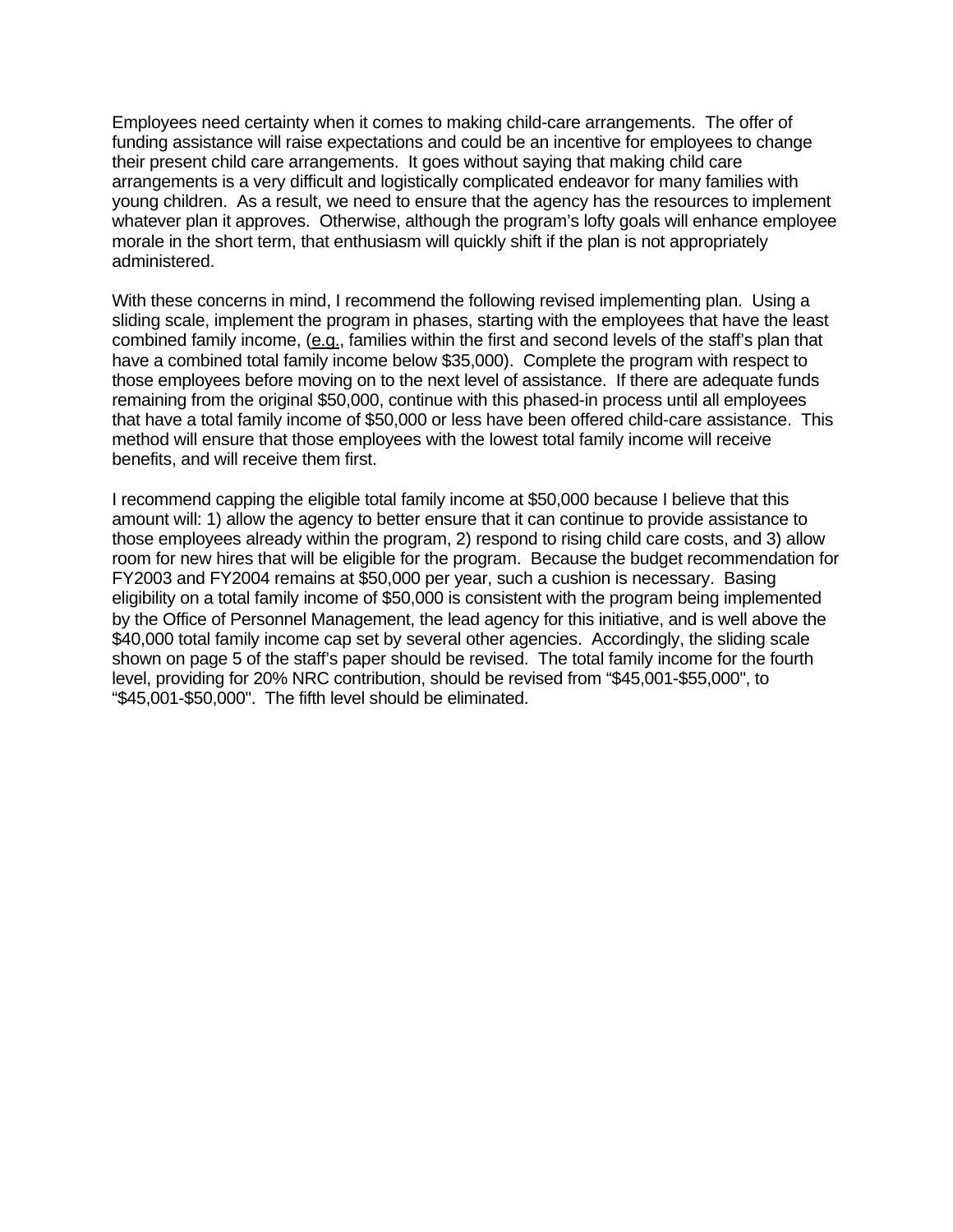Employees need certainty when it comes to making child-care arrangements. The offer of funding assistance will raise expectations and could be an incentive for employees to change their present child care arrangements. It goes without saying that making child care arrangements is a very difficult and logistically complicated endeavor for many families with young children. As a result, we need to ensure that the agency has the resources to implement whatever plan it approves. Otherwise, although the program's lofty goals will enhance employee morale in the short term, that enthusiasm will quickly shift if the plan is not appropriately administered.

With these concerns in mind, I recommend the following revised implementing plan. Using a sliding scale, implement the program in phases, starting with the employees that have the least combined family income, (e.g., families within the first and second levels of the staff's plan that have a combined total family income below $35,000). Complete the program with respect to those employees before moving on to the next level of assistance. If there are adequate funds remaining from the original $50,000, continue with this phased-in process until all employees that have a total family income of $50,000 or less have been offered child-care assistance. This method will ensure that those employees with the lowest total family income will receive benefits, and will receive them first.

I recommend capping the eligible total family income at $50,000 because I believe that this amount will: 1) allow the agency to better ensure that it can continue to provide assistance to those employees already within the program, 2) respond to rising child care costs, and 3) allow room for new hires that will be eligible for the program. Because the budget recommendation for FY2003 and FY2004 remains at $50,000 per year, such a cushion is necessary. Basing eligibility on a total family income of $50,000 is consistent with the program being implemented by the Office of Personnel Management, the lead agency for this initiative, and is well above the $40,000 total family income cap set by several other agencies. Accordingly, the sliding scale shown on page 5 of the staff's paper should be revised. The total family income for the fourth level, providing for 20% NRC contribution, should be revised from "$45,001-$55,000", to "$45,001-$50,000". The fifth level should be eliminated.